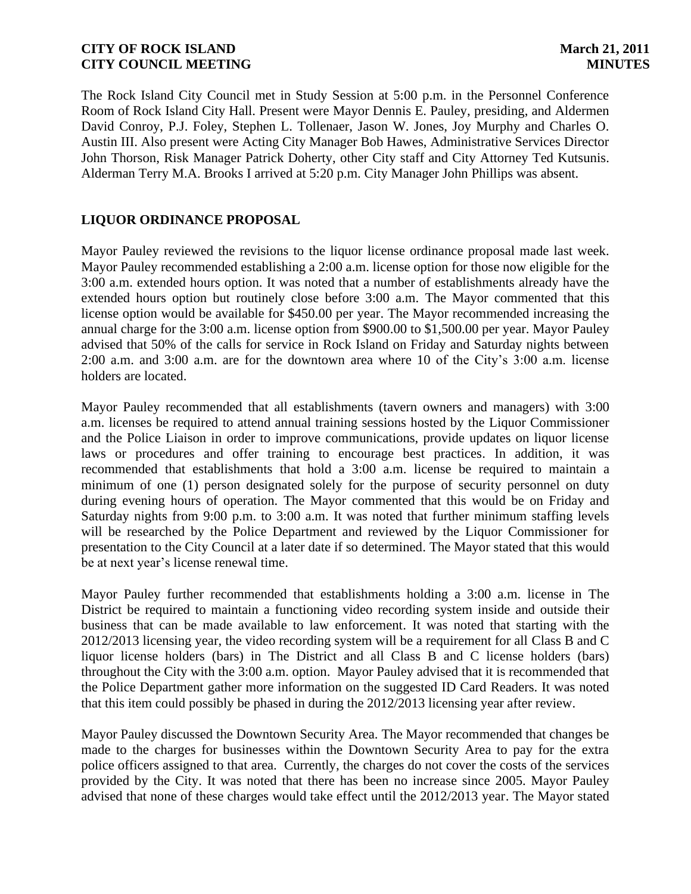The Rock Island City Council met in Study Session at 5:00 p.m. in the Personnel Conference Room of Rock Island City Hall. Present were Mayor Dennis E. Pauley, presiding, and Aldermen David Conroy, P.J. Foley, Stephen L. Tollenaer, Jason W. Jones, Joy Murphy and Charles O. Austin III. Also present were Acting City Manager Bob Hawes, Administrative Services Director John Thorson, Risk Manager Patrick Doherty, other City staff and City Attorney Ted Kutsunis. Alderman Terry M.A. Brooks I arrived at 5:20 p.m. City Manager John Phillips was absent.

## LIQUOR ORDINANCE PROPOSAL

Mayor Pauley reviewed the revisions to the liquor license ordinance proposal made last week. Mayor Pauley recommended establishing a 2:00 a.m. license option for those now eligible for the 3:00 a.m. extended hours option. It was noted that a number of establishments already have the extended hours option but routinely close before 3:00 a.m. The Mayor commented that this license option would be available for $450.00 per year. The Mayor recommended increasing the annual charge for the 3:00 a.m. license option from $900.00 to $1,500.00 per year. Mayor Pauley advised that 50% of the calls for service in Rock Island on Friday and Saturday nights between 2:00 a.m. and 3:00 a.m. are for the downtown area where 10 of the City's 3:00 a.m. license holders are located.

Mayor Pauley recommended that all establishments (tavern owners and managers) with 3:00 a.m. licenses be required to attend annual training sessions hosted by the Liquor Commissioner and the Police Liaison in order to improve communications, provide updates on liquor license laws or procedures and offer training to encourage best practices. In addition, it was recommended that establishments that hold a 3:00 a.m. license be required to maintain a minimum of one (1) person designated solely for the purpose of security personnel on duty during evening hours of operation. The Mayor commented that this would be on Friday and Saturday nights from 9:00 p.m. to 3:00 a.m. It was noted that further minimum staffing levels will be researched by the Police Department and reviewed by the Liquor Commissioner for presentation to the City Council at a later date if so determined. The Mayor stated that this would be at next year's license renewal time.

Mayor Pauley further recommended that establishments holding a 3:00 a.m. license in The District be required to maintain a functioning video recording system inside and outside their business that can be made available to law enforcement. It was noted that starting with the 2012/2013 licensing year, the video recording system will be a requirement for all Class B and C liquor license holders (bars) in The District and all Class B and C license holders (bars) throughout the City with the 3:00 a.m. option. Mayor Pauley advised that it is recommended that the Police Department gather more information on the suggested ID Card Readers. It was noted that this item could possibly be phased in during the 2012/2013 licensing year after review.

Mayor Pauley discussed the Downtown Security Area. The Mayor recommended that changes be made to the charges for businesses within the Downtown Security Area to pay for the extra police officers assigned to that area. Currently, the charges do not cover the costs of the services provided by the City. It was noted that there has been no increase since 2005. Mayor Pauley advised that none of these charges would take effect until the 2012/2013 year. The Mayor stated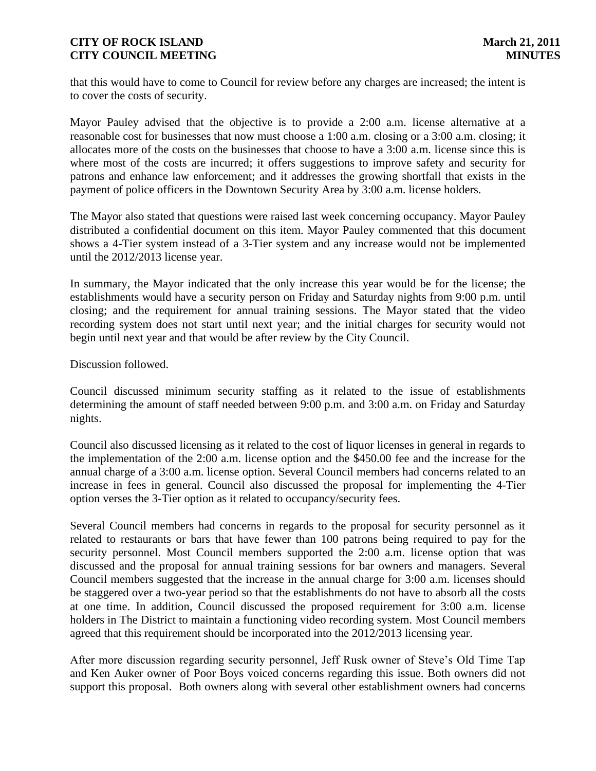that this would have to come to Council for review before any charges are increased; the intent is to cover the costs of security.

Mayor Pauley advised that the objective is to provide a 2:00 a.m. license alternative at a reasonable cost for businesses that now must choose a 1:00 a.m. closing or a 3:00 a.m. closing; it allocates more of the costs on the businesses that choose to have a 3:00 a.m. license since this is where most of the costs are incurred; it offers suggestions to improve safety and security for patrons and enhance law enforcement; and it addresses the growing shortfall that exists in the payment of police officers in the Downtown Security Area by 3:00 a.m. license holders.

The Mayor also stated that questions were raised last week concerning occupancy. Mayor Pauley distributed a confidential document on this item. Mayor Pauley commented that this document shows a 4-Tier system instead of a 3-Tier system and any increase would not be implemented until the 2012/2013 license year.

In summary, the Mayor indicated that the only increase this year would be for the license; the establishments would have a security person on Friday and Saturday nights from 9:00 p.m. until closing; and the requirement for annual training sessions. The Mayor stated that the video recording system does not start until next year; and the initial charges for security would not begin until next year and that would be after review by the City Council.

Discussion followed.

Council discussed minimum security staffing as it related to the issue of establishments determining the amount of staff needed between 9:00 p.m. and 3:00 a.m. on Friday and Saturday nights.

Council also discussed licensing as it related to the cost of liquor licenses in general in regards to the implementation of the 2:00 a.m. license option and the $450.00 fee and the increase for the annual charge of a 3:00 a.m. license option. Several Council members had concerns related to an increase in fees in general. Council also discussed the proposal for implementing the 4-Tier option verses the 3-Tier option as it related to occupancy/security fees.

Several Council members had concerns in regards to the proposal for security personnel as it related to restaurants or bars that have fewer than 100 patrons being required to pay for the security personnel. Most Council members supported the 2:00 a.m. license option that was discussed and the proposal for annual training sessions for bar owners and managers. Several Council members suggested that the increase in the annual charge for 3:00 a.m. licenses should be staggered over a two-year period so that the establishments do not have to absorb all the costs at one time. In addition, Council discussed the proposed requirement for 3:00 a.m. license holders in The District to maintain a functioning video recording system. Most Council members agreed that this requirement should be incorporated into the 2012/2013 licensing year.

After more discussion regarding security personnel, Jeff Rusk owner of Steve's Old Time Tap and Ken Auker owner of Poor Boys voiced concerns regarding this issue. Both owners did not support this proposal. Both owners along with several other establishment owners had concerns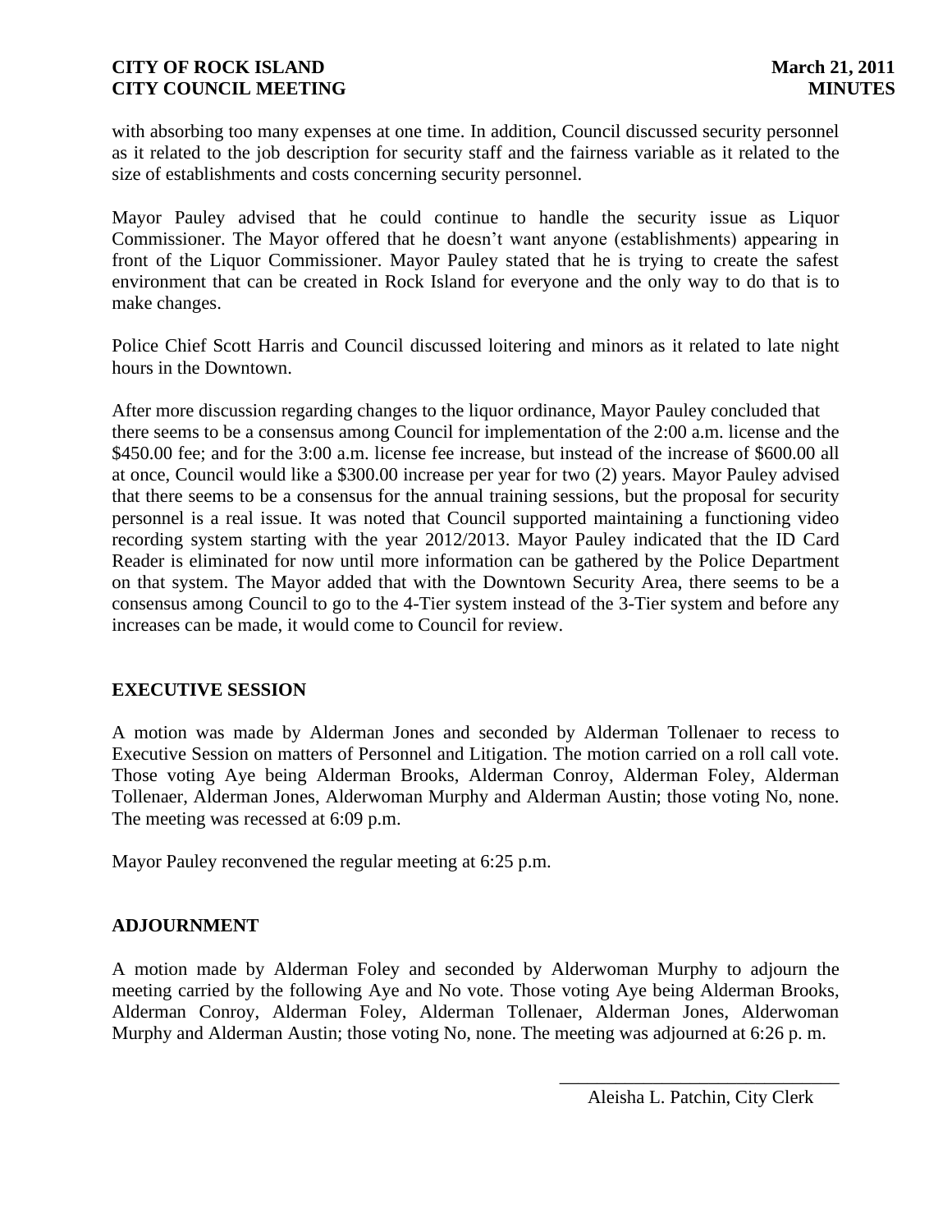with absorbing too many expenses at one time. In addition, Council discussed security personnel as it related to the job description for security staff and the fairness variable as it related to the size of establishments and costs concerning security personnel.

Mayor Pauley advised that he could continue to handle the security issue as Liquor Commissioner. The Mayor offered that he doesn't want anyone (establishments) appearing in front of the Liquor Commissioner. Mayor Pauley stated that he is trying to create the safest environment that can be created in Rock Island for everyone and the only way to do that is to make changes.

Police Chief Scott Harris and Council discussed loitering and minors as it related to late night hours in the Downtown.

After more discussion regarding changes to the liquor ordinance, Mayor Pauley concluded that there seems to be a consensus among Council for implementation of the 2:00 a.m. license and the $450.00 fee; and for the 3:00 a.m. license fee increase, but instead of the increase of $600.00 all at once, Council would like a $300.00 increase per year for two (2) years. Mayor Pauley advised that there seems to be a consensus for the annual training sessions, but the proposal for security personnel is a real issue. It was noted that Council supported maintaining a functioning video recording system starting with the year 2012/2013. Mayor Pauley indicated that the ID Card Reader is eliminated for now until more information can be gathered by the Police Department on that system. The Mayor added that with the Downtown Security Area, there seems to be a consensus among Council to go to the 4-Tier system instead of the 3-Tier system and before any increases can be made, it would come to Council for review.

## EXECUTIVE SESSION

A motion was made by Alderman Jones and seconded by Alderman Tollenaer to recess to Executive Session on matters of Personnel and Litigation. The motion carried on a roll call vote. Those voting Aye being Alderman Brooks, Alderman Conroy, Alderman Foley, Alderman Tollenaer, Alderman Jones, Alderwoman Murphy and Alderman Austin; those voting No, none. The meeting was recessed at 6:09 p.m.

Mayor Pauley reconvened the regular meeting at 6:25 p.m.

## ADJOURNMENT

A motion made by Alderman Foley and seconded by Alderwoman Murphy to adjourn the meeting carried by the following Aye and No vote. Those voting Aye being Alderman Brooks, Alderman Conroy, Alderman Foley, Alderman Tollenaer, Alderman Jones, Alderwoman Murphy and Alderman Austin; those voting No, none. The meeting was adjourned at 6:26 p. m.

\_\_\_\_\_\_\_\_\_\_\_\_\_\_\_\_\_\_\_\_\_\_\_\_\_\_\_\_\_\_

Aleisha L. Patchin, City Clerk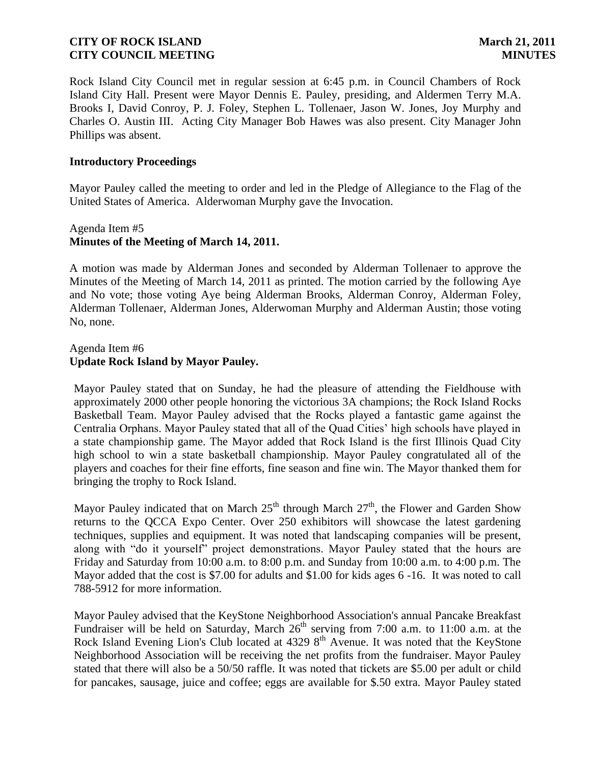Rock Island City Council met in regular session at 6:45 p.m. in Council Chambers of Rock Island City Hall. Present were Mayor Dennis E. Pauley, presiding, and Aldermen Terry M.A. Brooks I, David Conroy, P. J. Foley, Stephen L. Tollenaer, Jason W. Jones, Joy Murphy and Charles O. Austin III. Acting City Manager Bob Hawes was also present. City Manager John Phillips was absent.

**Introductory Proceedings**

Mayor Pauley called the meeting to order and led in the Pledge of Allegiance to the Flag of the United States of America. Alderwoman Murphy gave the Invocation.

Agenda Item #5
**Minutes of the Meeting of March 14, 2011.**

A motion was made by Alderman Jones and seconded by Alderman Tollenaer to approve the Minutes of the Meeting of March 14, 2011 as printed. The motion carried by the following Aye and No vote; those voting Aye being Alderman Brooks, Alderman Conroy, Alderman Foley, Alderman Tollenaer, Alderman Jones, Alderwoman Murphy and Alderman Austin; those voting No, none.

Agenda Item #6
**Update Rock Island by Mayor Pauley.**

Mayor Pauley stated that on Sunday, he had the pleasure of attending the Fieldhouse with approximately 2000 other people honoring the victorious 3A champions; the Rock Island Rocks Basketball Team. Mayor Pauley advised that the Rocks played a fantastic game against the Centralia Orphans. Mayor Pauley stated that all of the Quad Cities' high schools have played in a state championship game. The Mayor added that Rock Island is the first Illinois Quad City high school to win a state basketball championship. Mayor Pauley congratulated all of the players and coaches for their fine efforts, fine season and fine win. The Mayor thanked them for bringing the trophy to Rock Island.

Mayor Pauley indicated that on March 25th through March 27th, the Flower and Garden Show returns to the QCCA Expo Center. Over 250 exhibitors will showcase the latest gardening techniques, supplies and equipment. It was noted that landscaping companies will be present, along with "do it yourself" project demonstrations. Mayor Pauley stated that the hours are Friday and Saturday from 10:00 a.m. to 8:00 p.m. and Sunday from 10:00 a.m. to 4:00 p.m. The Mayor added that the cost is $7.00 for adults and $1.00 for kids ages 6 -16. It was noted to call 788-5912 for more information.

Mayor Pauley advised that the KeyStone Neighborhood Association's annual Pancake Breakfast Fundraiser will be held on Saturday, March 26th serving from 7:00 a.m. to 11:00 a.m. at the Rock Island Evening Lion's Club located at 4329 8th Avenue. It was noted that the KeyStone Neighborhood Association will be receiving the net profits from the fundraiser. Mayor Pauley stated that there will also be a 50/50 raffle. It was noted that tickets are $5.00 per adult or child for pancakes, sausage, juice and coffee; eggs are available for $.50 extra. Mayor Pauley stated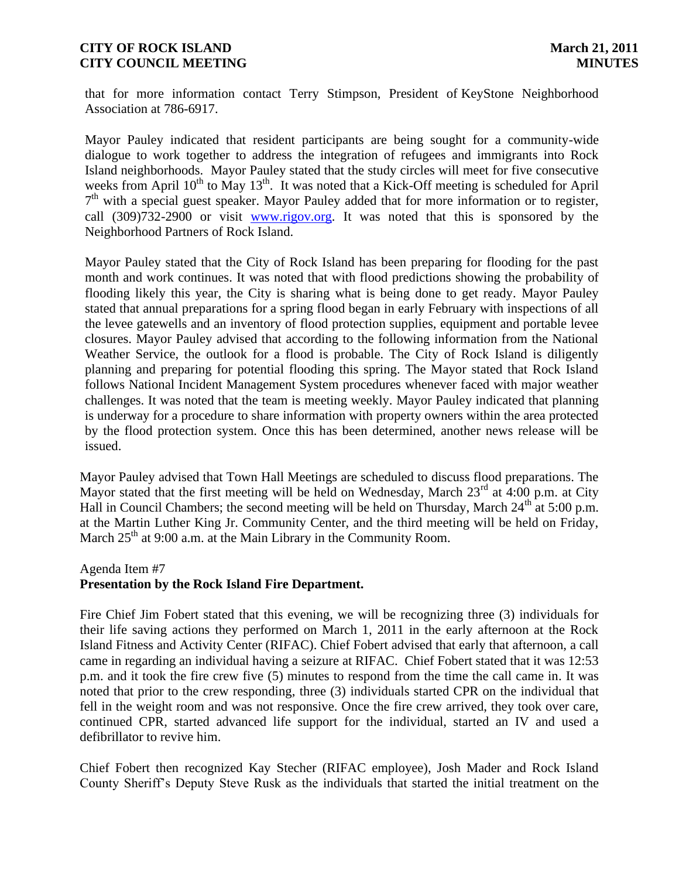that for more information contact Terry Stimpson, President of KeyStone Neighborhood Association at 786-6917.

Mayor Pauley indicated that resident participants are being sought for a community-wide dialogue to work together to address the integration of refugees and immigrants into Rock Island neighborhoods. Mayor Pauley stated that the study circles will meet for five consecutive weeks from April 10th to May 13th. It was noted that a Kick-Off meeting is scheduled for April 7th with a special guest speaker. Mayor Pauley added that for more information or to register, call (309)732-2900 or visit www.rigov.org. It was noted that this is sponsored by the Neighborhood Partners of Rock Island.

Mayor Pauley stated that the City of Rock Island has been preparing for flooding for the past month and work continues. It was noted that with flood predictions showing the probability of flooding likely this year, the City is sharing what is being done to get ready. Mayor Pauley stated that annual preparations for a spring flood began in early February with inspections of all the levee gatewells and an inventory of flood protection supplies, equipment and portable levee closures. Mayor Pauley advised that according to the following information from the National Weather Service, the outlook for a flood is probable. The City of Rock Island is diligently planning and preparing for potential flooding this spring. The Mayor stated that Rock Island follows National Incident Management System procedures whenever faced with major weather challenges. It was noted that the team is meeting weekly. Mayor Pauley indicated that planning is underway for a procedure to share information with property owners within the area protected by the flood protection system. Once this has been determined, another news release will be issued.

Mayor Pauley advised that Town Hall Meetings are scheduled to discuss flood preparations. The Mayor stated that the first meeting will be held on Wednesday, March 23rd at 4:00 p.m. at City Hall in Council Chambers; the second meeting will be held on Thursday, March 24th at 5:00 p.m. at the Martin Luther King Jr. Community Center, and the third meeting will be held on Friday, March 25th at 9:00 a.m. at the Main Library in the Community Room.

Agenda Item #7
**Presentation by the Rock Island Fire Department.**

Fire Chief Jim Fobert stated that this evening, we will be recognizing three (3) individuals for their life saving actions they performed on March 1, 2011 in the early afternoon at the Rock Island Fitness and Activity Center (RIFAC). Chief Fobert advised that early that afternoon, a call came in regarding an individual having a seizure at RIFAC. Chief Fobert stated that it was 12:53 p.m. and it took the fire crew five (5) minutes to respond from the time the call came in. It was noted that prior to the crew responding, three (3) individuals started CPR on the individual that fell in the weight room and was not responsive. Once the fire crew arrived, they took over care, continued CPR, started advanced life support for the individual, started an IV and used a defibrillator to revive him.

Chief Fobert then recognized Kay Stecher (RIFAC employee), Josh Mader and Rock Island County Sheriff's Deputy Steve Rusk as the individuals that started the initial treatment on the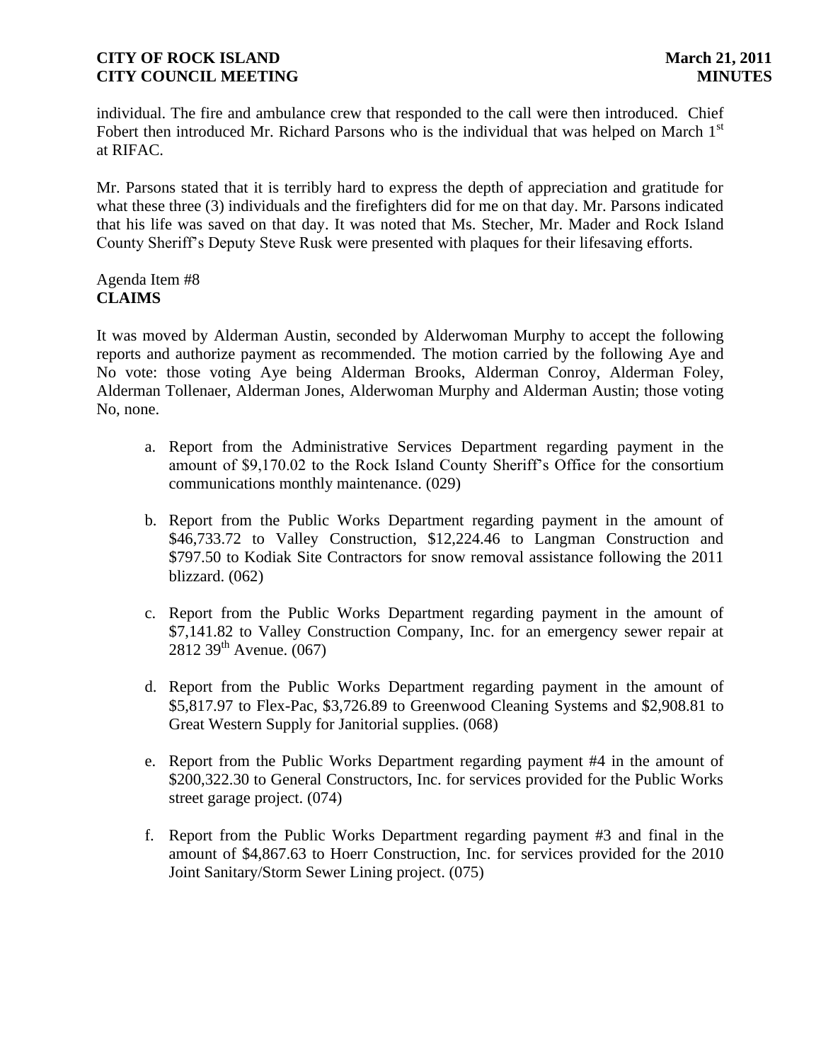individual. The fire and ambulance crew that responded to the call were then introduced. Chief Fobert then introduced Mr. Richard Parsons who is the individual that was helped on March 1st at RIFAC.

Mr. Parsons stated that it is terribly hard to express the depth of appreciation and gratitude for what these three (3) individuals and the firefighters did for me on that day. Mr. Parsons indicated that his life was saved on that day. It was noted that Ms. Stecher, Mr. Mader and Rock Island County Sheriff's Deputy Steve Rusk were presented with plaques for their lifesaving efforts.

Agenda Item #8
**CLAIMS**

It was moved by Alderman Austin, seconded by Alderwoman Murphy to accept the following reports and authorize payment as recommended. The motion carried by the following Aye and No vote: those voting Aye being Alderman Brooks, Alderman Conroy, Alderman Foley, Alderman Tollenaer, Alderman Jones, Alderwoman Murphy and Alderman Austin; those voting No, none.

a. Report from the Administrative Services Department regarding payment in the amount of $9,170.02 to the Rock Island County Sheriff's Office for the consortium communications monthly maintenance. (029)

b. Report from the Public Works Department regarding payment in the amount of $46,733.72 to Valley Construction, $12,224.46 to Langman Construction and $797.50 to Kodiak Site Contractors for snow removal assistance following the 2011 blizzard. (062)

c. Report from the Public Works Department regarding payment in the amount of $7,141.82 to Valley Construction Company, Inc. for an emergency sewer repair at 2812 39th Avenue. (067)

d. Report from the Public Works Department regarding payment in the amount of $5,817.97 to Flex-Pac, $3,726.89 to Greenwood Cleaning Systems and $2,908.81 to Great Western Supply for Janitorial supplies. (068)

e. Report from the Public Works Department regarding payment #4 in the amount of $200,322.30 to General Constructors, Inc. for services provided for the Public Works street garage project. (074)

f. Report from the Public Works Department regarding payment #3 and final in the amount of $4,867.63 to Hoerr Construction, Inc. for services provided for the 2010 Joint Sanitary/Storm Sewer Lining project. (075)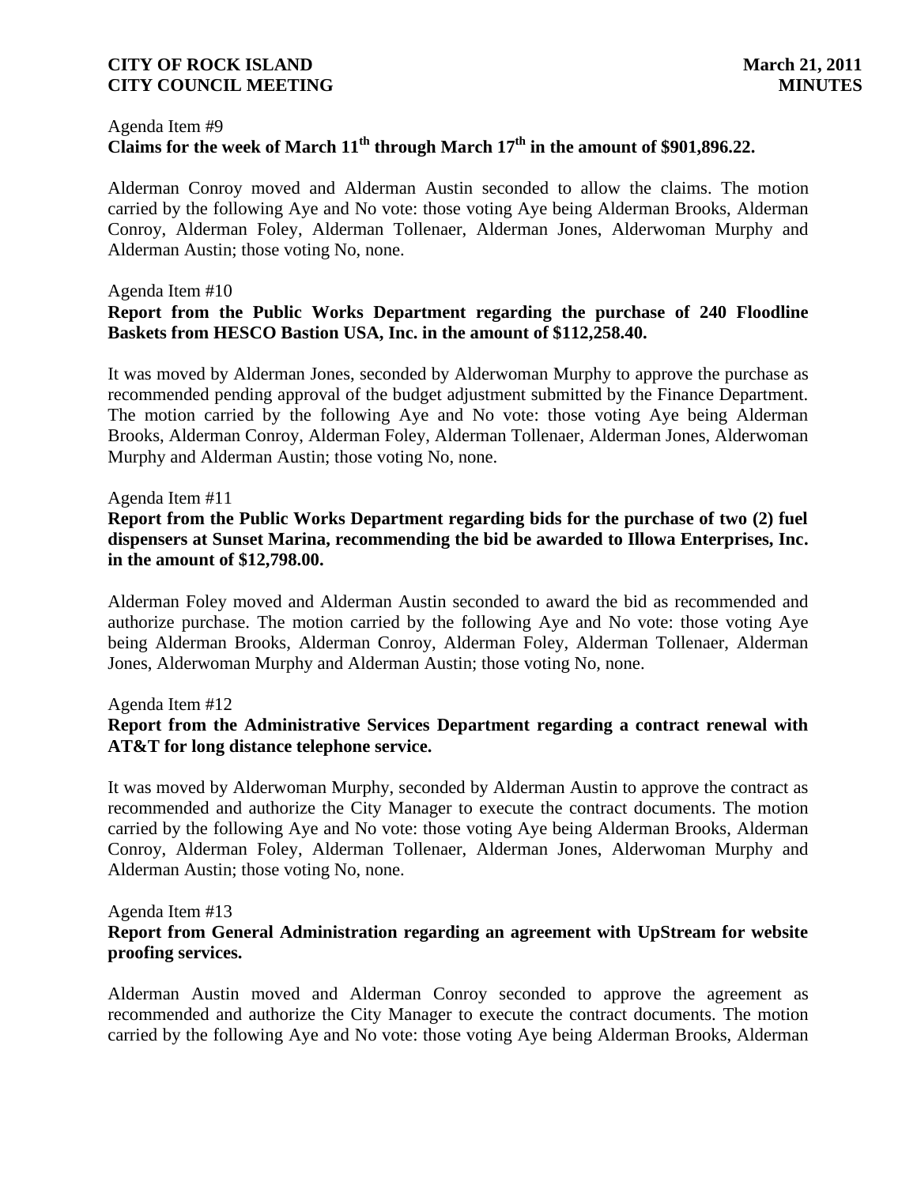Agenda Item #9

**Claims for the week of March 11th through March 17th in the amount of $901,896.22.**

Alderman Conroy moved and Alderman Austin seconded to allow the claims. The motion carried by the following Aye and No vote: those voting Aye being Alderman Brooks, Alderman Conroy, Alderman Foley, Alderman Tollenaer, Alderman Jones, Alderwoman Murphy and Alderman Austin; those voting No, none.

Agenda Item #10

**Report from the Public Works Department regarding the purchase of 240 Floodline Baskets from HESCO Bastion USA, Inc. in the amount of $112,258.40.**

It was moved by Alderman Jones, seconded by Alderwoman Murphy to approve the purchase as recommended pending approval of the budget adjustment submitted by the Finance Department. The motion carried by the following Aye and No vote: those voting Aye being Alderman Brooks, Alderman Conroy, Alderman Foley, Alderman Tollenaer, Alderman Jones, Alderwoman Murphy and Alderman Austin; those voting No, none.

Agenda Item #11

**Report from the Public Works Department regarding bids for the purchase of two (2) fuel dispensers at Sunset Marina, recommending the bid be awarded to Illowa Enterprises, Inc. in the amount of $12,798.00.**

Alderman Foley moved and Alderman Austin seconded to award the bid as recommended and authorize purchase. The motion carried by the following Aye and No vote: those voting Aye being Alderman Brooks, Alderman Conroy, Alderman Foley, Alderman Tollenaer, Alderman Jones, Alderwoman Murphy and Alderman Austin; those voting No, none.

Agenda Item #12

**Report from the Administrative Services Department regarding a contract renewal with AT&T for long distance telephone service.**

It was moved by Alderwoman Murphy, seconded by Alderman Austin to approve the contract as recommended and authorize the City Manager to execute the contract documents. The motion carried by the following Aye and No vote: those voting Aye being Alderman Brooks, Alderman Conroy, Alderman Foley, Alderman Tollenaer, Alderman Jones, Alderwoman Murphy and Alderman Austin; those voting No, none.

Agenda Item #13

**Report from General Administration regarding an agreement with UpStream for website proofing services.**

Alderman Austin moved and Alderman Conroy seconded to approve the agreement as recommended and authorize the City Manager to execute the contract documents. The motion carried by the following Aye and No vote: those voting Aye being Alderman Brooks, Alderman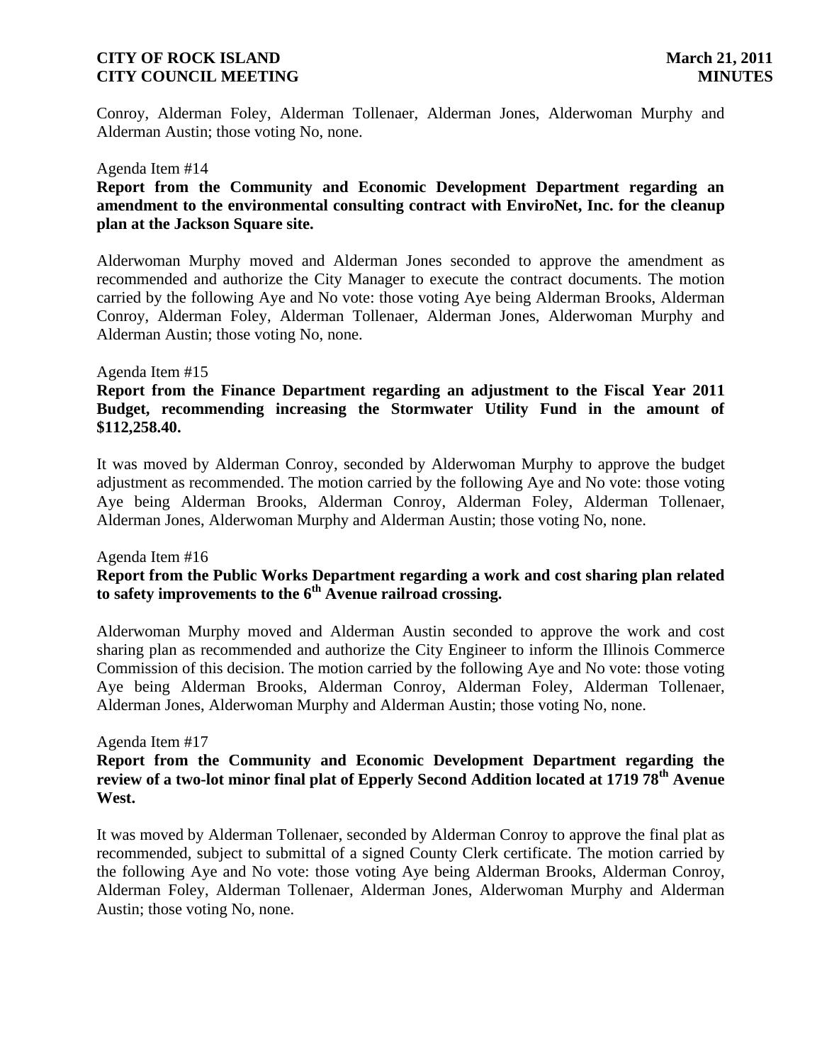Conroy, Alderman Foley, Alderman Tollenaer, Alderman Jones, Alderwoman Murphy and Alderman Austin; those voting No, none.

Agenda Item #14

**Report from the Community and Economic Development Department regarding an amendment to the environmental consulting contract with EnviroNet, Inc. for the cleanup plan at the Jackson Square site.**

Alderwoman Murphy moved and Alderman Jones seconded to approve the amendment as recommended and authorize the City Manager to execute the contract documents. The motion carried by the following Aye and No vote: those voting Aye being Alderman Brooks, Alderman Conroy, Alderman Foley, Alderman Tollenaer, Alderman Jones, Alderwoman Murphy and Alderman Austin; those voting No, none.

Agenda Item #15

**Report from the Finance Department regarding an adjustment to the Fiscal Year 2011 Budget, recommending increasing the Stormwater Utility Fund in the amount of $112,258.40.**

It was moved by Alderman Conroy, seconded by Alderwoman Murphy to approve the budget adjustment as recommended. The motion carried by the following Aye and No vote: those voting Aye being Alderman Brooks, Alderman Conroy, Alderman Foley, Alderman Tollenaer, Alderman Jones, Alderwoman Murphy and Alderman Austin; those voting No, none.

Agenda Item #16

**Report from the Public Works Department regarding a work and cost sharing plan related to safety improvements to the 6th Avenue railroad crossing.**

Alderwoman Murphy moved and Alderman Austin seconded to approve the work and cost sharing plan as recommended and authorize the City Engineer to inform the Illinois Commerce Commission of this decision. The motion carried by the following Aye and No vote: those voting Aye being Alderman Brooks, Alderman Conroy, Alderman Foley, Alderman Tollenaer, Alderman Jones, Alderwoman Murphy and Alderman Austin; those voting No, none.

Agenda Item #17

**Report from the Community and Economic Development Department regarding the review of a two-lot minor final plat of Epperly Second Addition located at 1719 78th Avenue West.**

It was moved by Alderman Tollenaer, seconded by Alderman Conroy to approve the final plat as recommended, subject to submittal of a signed County Clerk certificate. The motion carried by the following Aye and No vote: those voting Aye being Alderman Brooks, Alderman Conroy, Alderman Foley, Alderman Tollenaer, Alderman Jones, Alderwoman Murphy and Alderman Austin; those voting No, none.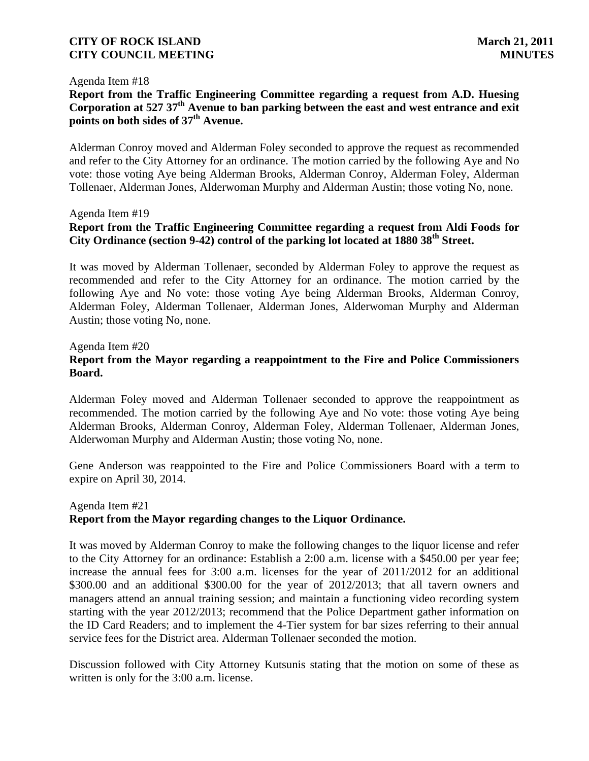Agenda Item #18

**Report from the Traffic Engineering Committee regarding a request from A.D. Huesing Corporation at 527 37th Avenue to ban parking between the east and west entrance and exit points on both sides of 37th Avenue.**

Alderman Conroy moved and Alderman Foley seconded to approve the request as recommended and refer to the City Attorney for an ordinance. The motion carried by the following Aye and No vote: those voting Aye being Alderman Brooks, Alderman Conroy, Alderman Foley, Alderman Tollenaer, Alderman Jones, Alderwoman Murphy and Alderman Austin; those voting No, none.

Agenda Item #19

**Report from the Traffic Engineering Committee regarding a request from Aldi Foods for City Ordinance (section 9-42) control of the parking lot located at 1880 38th Street.**

It was moved by Alderman Tollenaer, seconded by Alderman Foley to approve the request as recommended and refer to the City Attorney for an ordinance. The motion carried by the following Aye and No vote: those voting Aye being Alderman Brooks, Alderman Conroy, Alderman Foley, Alderman Tollenaer, Alderman Jones, Alderwoman Murphy and Alderman Austin; those voting No, none.

Agenda Item #20

**Report from the Mayor regarding a reappointment to the Fire and Police Commissioners Board.**

Alderman Foley moved and Alderman Tollenaer seconded to approve the reappointment as recommended. The motion carried by the following Aye and No vote: those voting Aye being Alderman Brooks, Alderman Conroy, Alderman Foley, Alderman Tollenaer, Alderman Jones, Alderwoman Murphy and Alderman Austin; those voting No, none.

Gene Anderson was reappointed to the Fire and Police Commissioners Board with a term to expire on April 30, 2014.

Agenda Item #21

**Report from the Mayor regarding changes to the Liquor Ordinance.**

It was moved by Alderman Conroy to make the following changes to the liquor license and refer to the City Attorney for an ordinance: Establish a 2:00 a.m. license with a $450.00 per year fee; increase the annual fees for 3:00 a.m. licenses for the year of 2011/2012 for an additional $300.00 and an additional $300.00 for the year of 2012/2013; that all tavern owners and managers attend an annual training session; and maintain a functioning video recording system starting with the year 2012/2013; recommend that the Police Department gather information on the ID Card Readers; and to implement the 4-Tier system for bar sizes referring to their annual service fees for the District area. Alderman Tollenaer seconded the motion.

Discussion followed with City Attorney Kutsunis stating that the motion on some of these as written is only for the 3:00 a.m. license.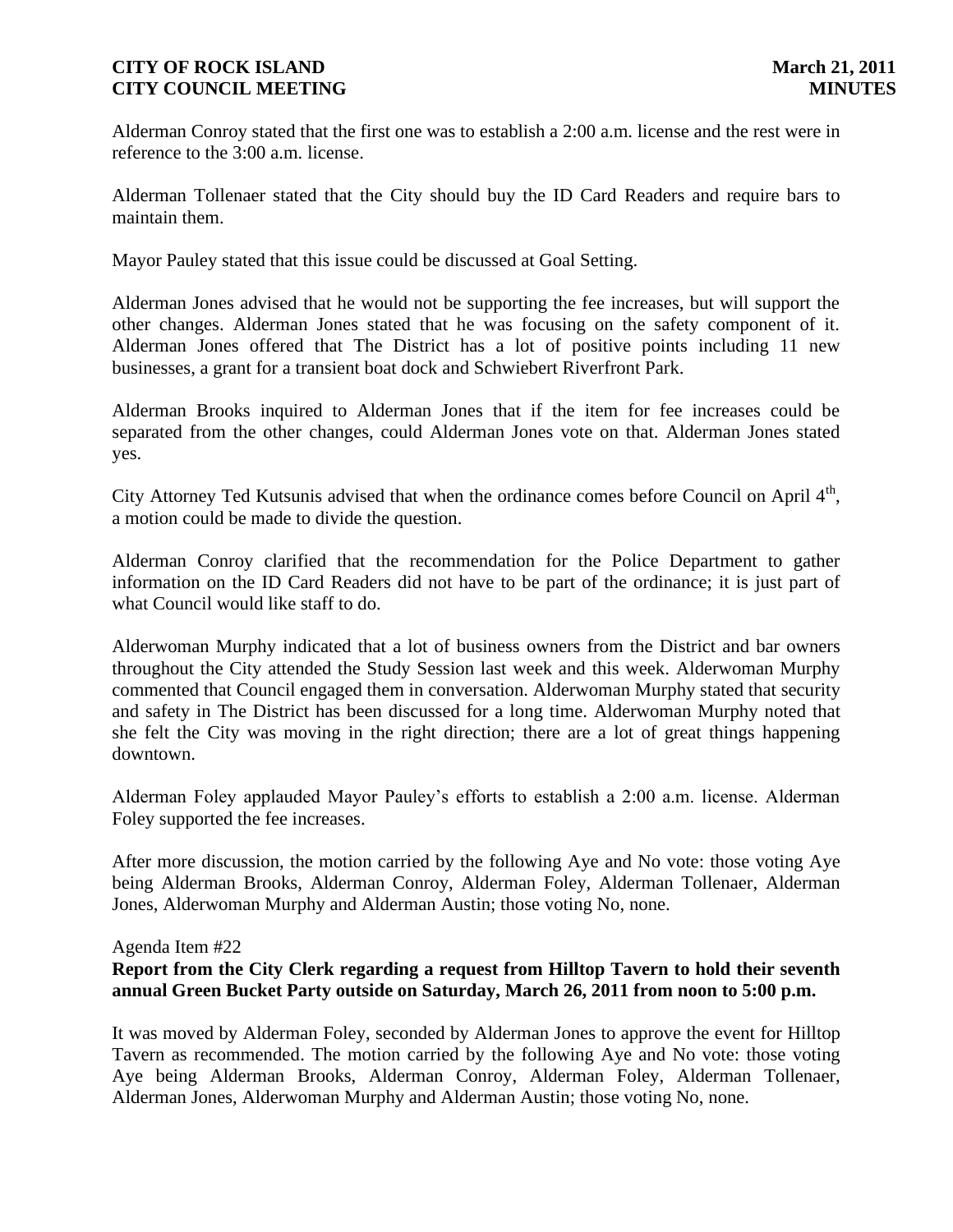Alderman Conroy stated that the first one was to establish a 2:00 a.m. license and the rest were in reference to the 3:00 a.m. license.

Alderman Tollenaer stated that the City should buy the ID Card Readers and require bars to maintain them.

Mayor Pauley stated that this issue could be discussed at Goal Setting.

Alderman Jones advised that he would not be supporting the fee increases, but will support the other changes. Alderman Jones stated that he was focusing on the safety component of it. Alderman Jones offered that The District has a lot of positive points including 11 new businesses, a grant for a transient boat dock and Schwiebert Riverfront Park.

Alderman Brooks inquired to Alderman Jones that if the item for fee increases could be separated from the other changes, could Alderman Jones vote on that. Alderman Jones stated yes.

City Attorney Ted Kutsunis advised that when the ordinance comes before Council on April 4th, a motion could be made to divide the question.

Alderman Conroy clarified that the recommendation for the Police Department to gather information on the ID Card Readers did not have to be part of the ordinance; it is just part of what Council would like staff to do.

Alderwoman Murphy indicated that a lot of business owners from the District and bar owners throughout the City attended the Study Session last week and this week. Alderwoman Murphy commented that Council engaged them in conversation. Alderwoman Murphy stated that security and safety in The District has been discussed for a long time. Alderwoman Murphy noted that she felt the City was moving in the right direction; there are a lot of great things happening downtown.

Alderman Foley applauded Mayor Pauley's efforts to establish a 2:00 a.m. license. Alderman Foley supported the fee increases.

After more discussion, the motion carried by the following Aye and No vote: those voting Aye being Alderman Brooks, Alderman Conroy, Alderman Foley, Alderman Tollenaer, Alderman Jones, Alderwoman Murphy and Alderman Austin; those voting No, none.

Agenda Item #22

**Report from the City Clerk regarding a request from Hilltop Tavern to hold their seventh annual Green Bucket Party outside on Saturday, March 26, 2011 from noon to 5:00 p.m.**

It was moved by Alderman Foley, seconded by Alderman Jones to approve the event for Hilltop Tavern as recommended. The motion carried by the following Aye and No vote: those voting Aye being Alderman Brooks, Alderman Conroy, Alderman Foley, Alderman Tollenaer, Alderman Jones, Alderwoman Murphy and Alderman Austin; those voting No, none.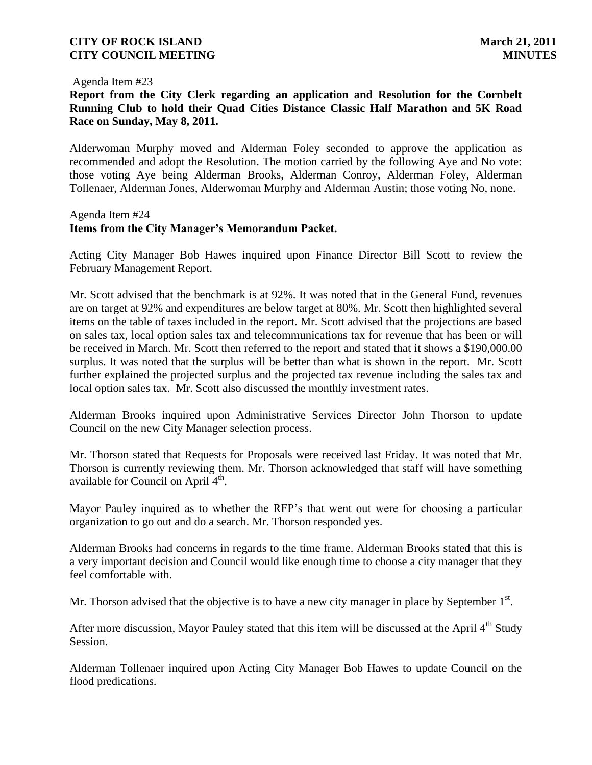Agenda Item #23

**Report from the City Clerk regarding an application and Resolution for the Cornbelt Running Club to hold their Quad Cities Distance Classic Half Marathon and 5K Road Race on Sunday, May 8, 2011.**

Alderwoman Murphy moved and Alderman Foley seconded to approve the application as recommended and adopt the Resolution. The motion carried by the following Aye and No vote: those voting Aye being Alderman Brooks, Alderman Conroy, Alderman Foley, Alderman Tollenaer, Alderman Jones, Alderwoman Murphy and Alderman Austin; those voting No, none.

Agenda Item #24

**Items from the City Manager's Memorandum Packet.**

Acting City Manager Bob Hawes inquired upon Finance Director Bill Scott to review the February Management Report.

Mr. Scott advised that the benchmark is at 92%. It was noted that in the General Fund, revenues are on target at 92% and expenditures are below target at 80%. Mr. Scott then highlighted several items on the table of taxes included in the report. Mr. Scott advised that the projections are based on sales tax, local option sales tax and telecommunications tax for revenue that has been or will be received in March. Mr. Scott then referred to the report and stated that it shows a $190,000.00 surplus. It was noted that the surplus will be better than what is shown in the report. Mr. Scott further explained the projected surplus and the projected tax revenue including the sales tax and local option sales tax. Mr. Scott also discussed the monthly investment rates.

Alderman Brooks inquired upon Administrative Services Director John Thorson to update Council on the new City Manager selection process.

Mr. Thorson stated that Requests for Proposals were received last Friday. It was noted that Mr. Thorson is currently reviewing them. Mr. Thorson acknowledged that staff will have something available for Council on April 4th.

Mayor Pauley inquired as to whether the RFP's that went out were for choosing a particular organization to go out and do a search. Mr. Thorson responded yes.

Alderman Brooks had concerns in regards to the time frame. Alderman Brooks stated that this is a very important decision and Council would like enough time to choose a city manager that they feel comfortable with.

Mr. Thorson advised that the objective is to have a new city manager in place by September 1st.

After more discussion, Mayor Pauley stated that this item will be discussed at the April 4th Study Session.

Alderman Tollenaer inquired upon Acting City Manager Bob Hawes to update Council on the flood predications.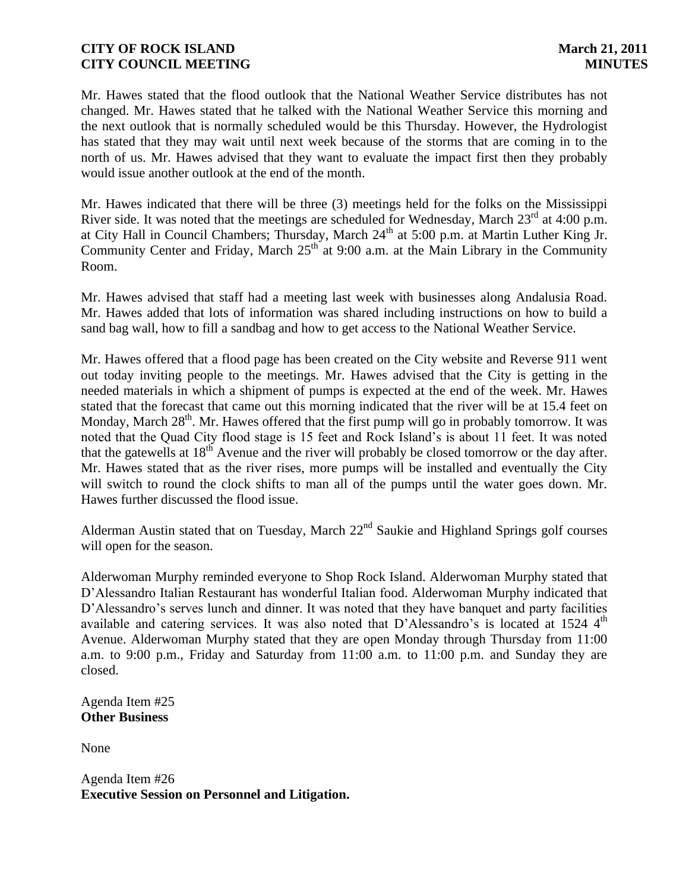Mr. Hawes stated that the flood outlook that the National Weather Service distributes has not changed. Mr. Hawes stated that he talked with the National Weather Service this morning and the next outlook that is normally scheduled would be this Thursday. However, the Hydrologist has stated that they may wait until next week because of the storms that are coming in to the north of us. Mr. Hawes advised that they want to evaluate the impact first then they probably would issue another outlook at the end of the month.

Mr. Hawes indicated that there will be three (3) meetings held for the folks on the Mississippi River side. It was noted that the meetings are scheduled for Wednesday, March 23rd at 4:00 p.m. at City Hall in Council Chambers; Thursday, March 24th at 5:00 p.m. at Martin Luther King Jr. Community Center and Friday, March 25th at 9:00 a.m. at the Main Library in the Community Room.

Mr. Hawes advised that staff had a meeting last week with businesses along Andalusia Road. Mr. Hawes added that lots of information was shared including instructions on how to build a sand bag wall, how to fill a sandbag and how to get access to the National Weather Service.

Mr. Hawes offered that a flood page has been created on the City website and Reverse 911 went out today inviting people to the meetings. Mr. Hawes advised that the City is getting in the needed materials in which a shipment of pumps is expected at the end of the week. Mr. Hawes stated that the forecast that came out this morning indicated that the river will be at 15.4 feet on Monday, March 28th. Mr. Hawes offered that the first pump will go in probably tomorrow. It was noted that the Quad City flood stage is 15 feet and Rock Island's is about 11 feet. It was noted that the gatewells at 18th Avenue and the river will probably be closed tomorrow or the day after. Mr. Hawes stated that as the river rises, more pumps will be installed and eventually the City will switch to round the clock shifts to man all of the pumps until the water goes down. Mr. Hawes further discussed the flood issue.

Alderman Austin stated that on Tuesday, March 22nd Saukie and Highland Springs golf courses will open for the season.

Alderwoman Murphy reminded everyone to Shop Rock Island. Alderwoman Murphy stated that D'Alessandro Italian Restaurant has wonderful Italian food. Alderwoman Murphy indicated that D'Alessandro's serves lunch and dinner. It was noted that they have banquet and party facilities available and catering services. It was also noted that D'Alessandro's is located at 1524 4th Avenue. Alderwoman Murphy stated that they are open Monday through Thursday from 11:00 a.m. to 9:00 p.m., Friday and Saturday from 11:00 a.m. to 11:00 p.m. and Sunday they are closed.

Agenda Item #25
**Other Business**

None

Agenda Item #26
**Executive Session on Personnel and Litigation.**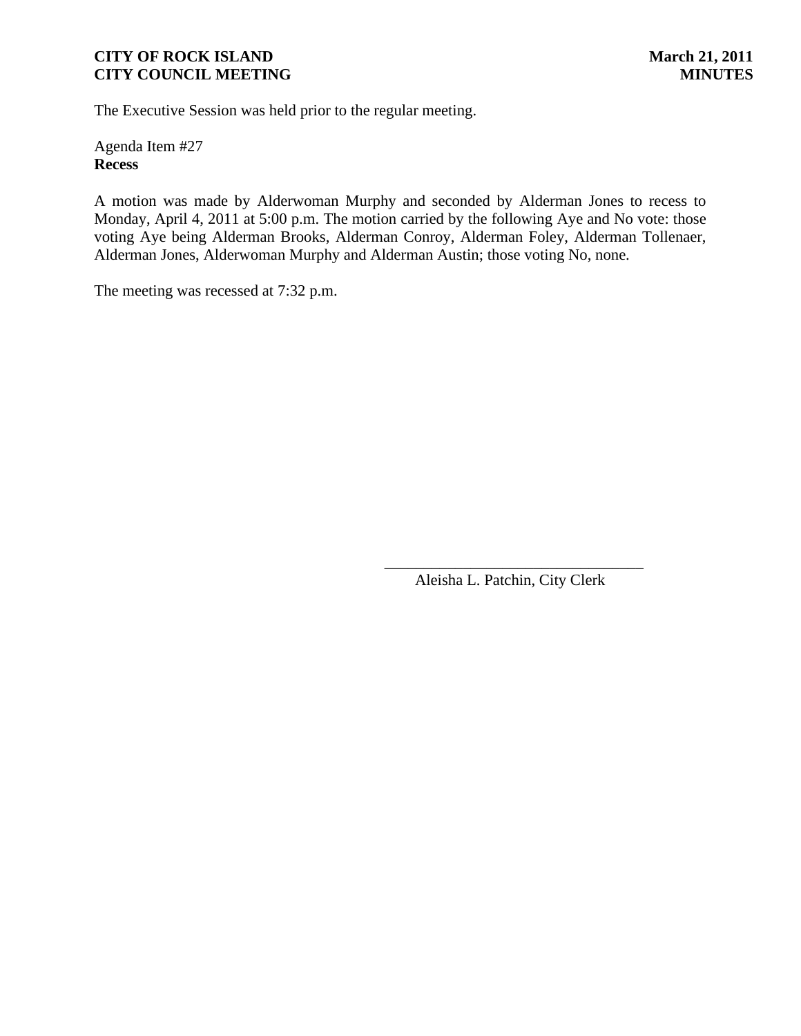The Executive Session was held prior to the regular meeting.

Agenda Item #27
**Recess**

A motion was made by Alderwoman Murphy and seconded by Alderman Jones to recess to Monday, April 4, 2011 at 5:00 p.m. The motion carried by the following Aye and No vote: those voting Aye being Alderman Brooks, Alderman Conroy, Alderman Foley, Alderman Tollenaer, Alderman Jones, Alderwoman Murphy and Alderman Austin; those voting No, none.

The meeting was recessed at 7:32 p.m.

\_\_\_\_\_\_\_\_\_\_\_\_\_\_\_\_\_\_\_\_\_\_\_\_\_\_\_\_\_\_\_\_
Aleisha L. Patchin, City Clerk